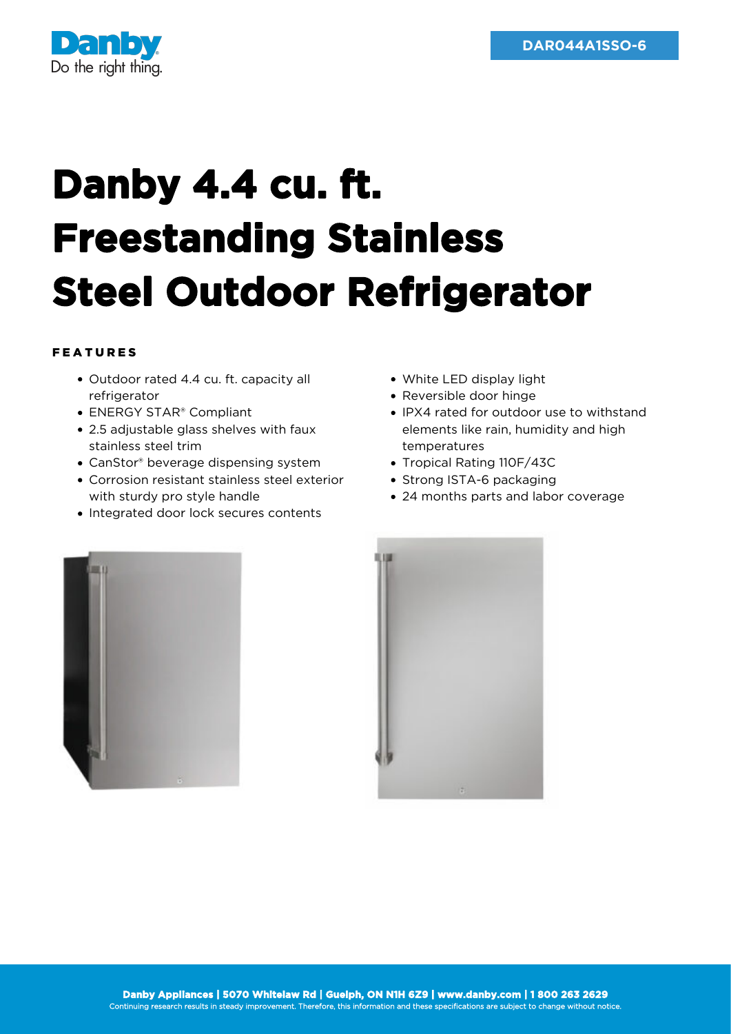Danby
Do the right thing.

DAR044A1SSO-6

# Danby 4.4 cu. ft. Freestanding Stainless Steel Outdoor Refrigerator

## FEATURES

- Outdoor rated 4.4 cu. ft. capacity all refrigerator
- ENERGY STAR® Compliant
- 2.5 adjustable glass shelves with faux stainless steel trim
- CanStor® beverage dispensing system
- Corrosion resistant stainless steel exterior with sturdy pro style handle
- Integrated door lock secures contents
- White LED display light
- Reversible door hinge
- IPX4 rated for outdoor use to withstand elements like rain, humidity and high temperatures
- Tropical Rating 110F/43C
- Strong ISTA-6 packaging
- 24 months parts and labor coverage

**Danby Appliances | 5070 Whitelaw Rd | Guelph, ON N1H 6Z9 | www.danby.com | 1 800 263 2629**
Continuing research results in steady improvement. Therefore, this information and these specifications are subject to change without notice.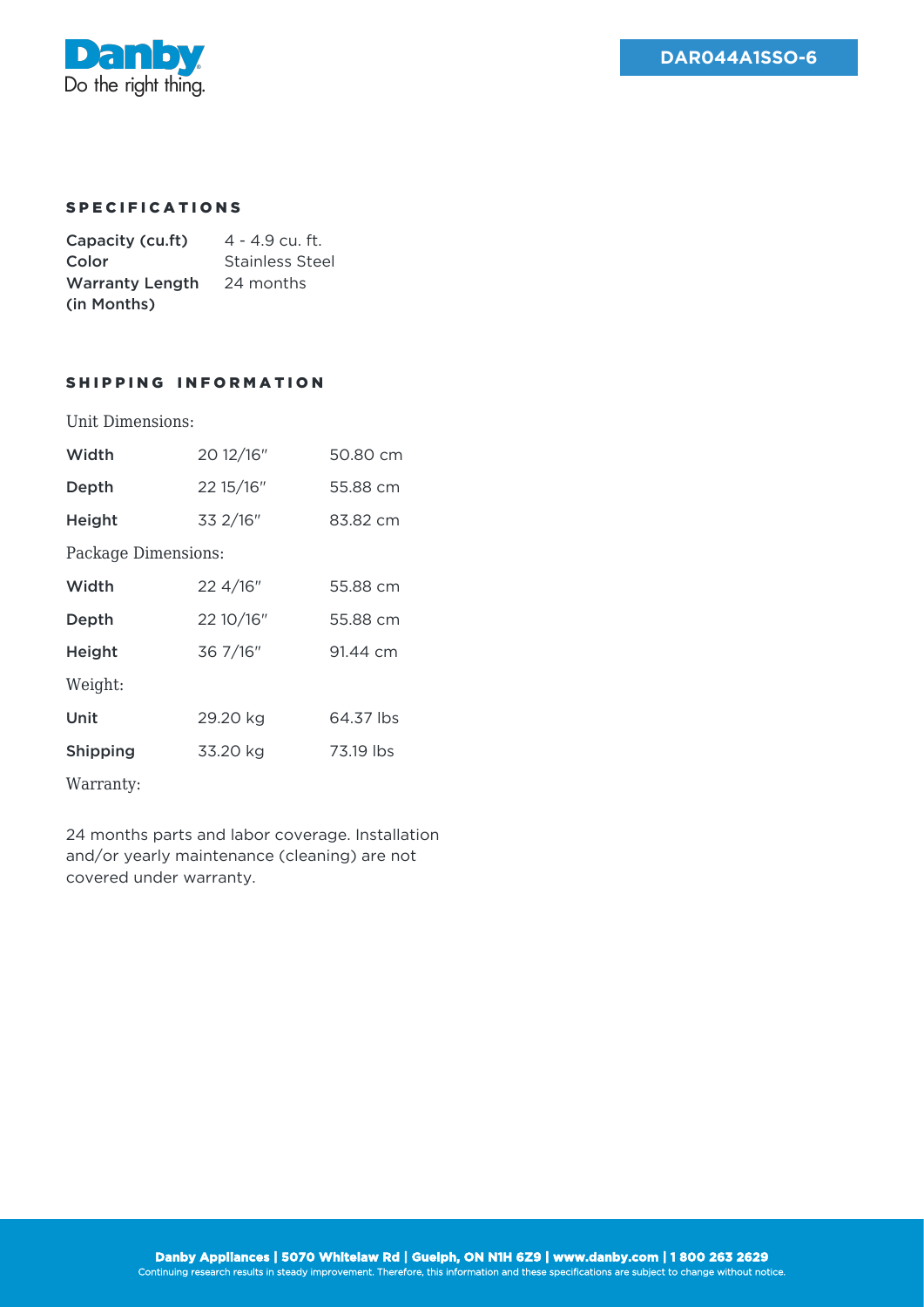DAR044A1SSO-6

## SPECIFICATIONS

| | |
|---|---|
| Capacity (cu.ft) | 4 - 4.9 cu. ft. |
| Color | Stainless Steel |
| Warranty Length (in Months) | 24 months |

## SHIPPING INFORMATION

Unit Dimensions:

| | | |
|---|---|---|
| Width | 20 12/16" | 50.80 cm |
| Depth | 22 15/16" | 55.88 cm |
| Height | 33 2/16" | 83.82 cm |

Package Dimensions:

| | | |
|---|---|---|
| Width | 22 4/16" | 55.88 cm |
| Depth | 22 10/16" | 55.88 cm |
| Height | 36 7/16" | 91.44 cm |

Weight:

| | | |
|---|---|---|
| Unit | 29.20 kg | 64.37 lbs |
| Shipping | 33.20 kg | 73.19 lbs |

Warranty:

24 months parts and labor coverage. Installation and/or yearly maintenance (cleaning) are not covered under warranty.

**Danby Appliances | 5070 Whitelaw Rd | Guelph, ON N1H 6Z9 | www.danby.com | 1 800 263 2629**
Continuing research results in steady improvement. Therefore, this information and these specifications are subject to change without notice.